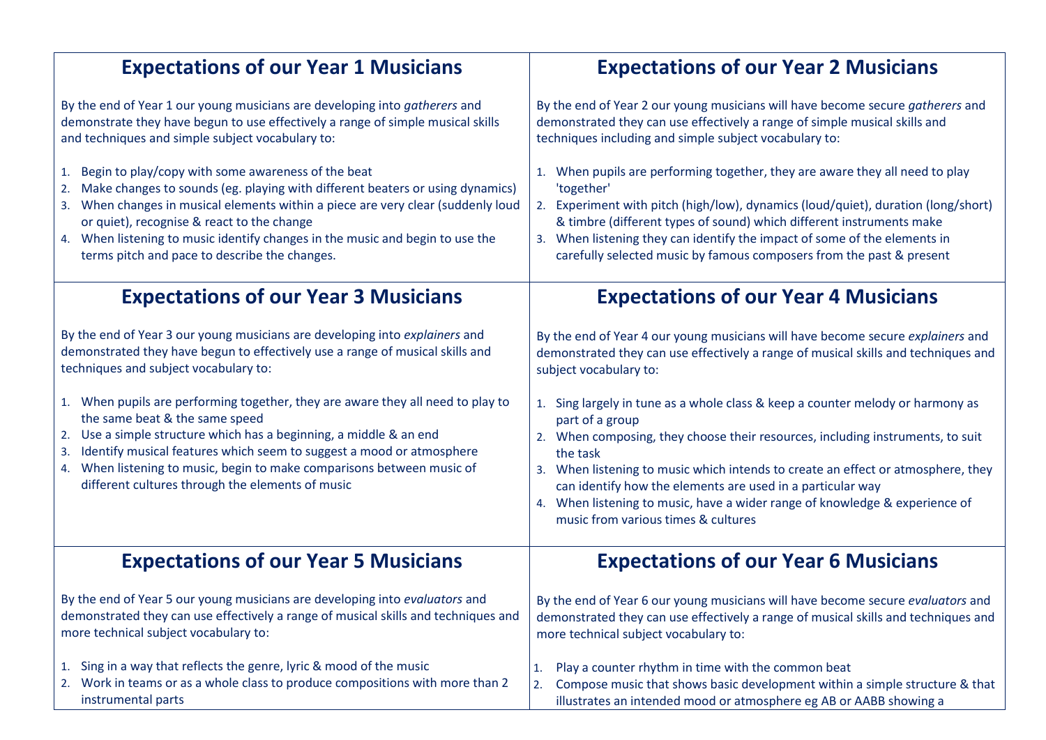## Expectations of our Year 1 Musicians

By the end of Year 1 our young musicians are developing into *gatherers* and demonstrate they have begun to use effectively a range of simple musical skills and techniques and simple subject vocabulary to:

1. Begin to play/copy with some awareness of the beat
2. Make changes to sounds (eg. playing with different beaters or using dynamics)
3. When changes in musical elements within a piece are very clear (suddenly loud or quiet), recognise & react to the change
4. When listening to music identify changes in the music and begin to use the terms pitch and pace to describe the changes.

## Expectations of our Year 2 Musicians

By the end of Year 2 our young musicians will have become secure *gatherers* and demonstrated they can use effectively a range of simple musical skills and techniques including and simple subject vocabulary to:

1. When pupils are performing together, they are aware they all need to play 'together'
2. Experiment with pitch (high/low), dynamics (loud/quiet), duration (long/short) & timbre (different types of sound) which different instruments make
3. When listening they can identify the impact of some of the elements in carefully selected music by famous composers from the past & present

## Expectations of our Year 3 Musicians

By the end of Year 3 our young musicians are developing into *explainers* and demonstrated they have begun to effectively use a range of musical skills and techniques and subject vocabulary to:

1. When pupils are performing together, they are aware they all need to play to the same beat & the same speed
2. Use a simple structure which has a beginning, a middle & an end
3. Identify musical features which seem to suggest a mood or atmosphere
4. When listening to music, begin to make comparisons between music of different cultures through the elements of music

## Expectations of our Year 4 Musicians

By the end of Year 4 our young musicians will have become secure *explainers* and demonstrated they can use effectively a range of musical skills and techniques and subject vocabulary to:

1. Sing largely in tune as a whole class & keep a counter melody or harmony as part of a group
2. When composing, they choose their resources, including instruments, to suit the task
3. When listening to music which intends to create an effect or atmosphere, they can identify how the elements are used in a particular way
4. When listening to music, have a wider range of knowledge & experience of music from various times & cultures

## Expectations of our Year 5 Musicians

By the end of Year 5 our young musicians are developing into *evaluators* and demonstrated they can use effectively a range of musical skills and techniques and more technical subject vocabulary to:

1. Sing in a way that reflects the genre, lyric & mood of the music
2. Work in teams or as a whole class to produce compositions with more than 2 instrumental parts

## Expectations of our Year 6 Musicians

By the end of Year 6 our young musicians will have become secure *evaluators* and demonstrated they can use effectively a range of musical skills and techniques and more technical subject vocabulary to:

1. Play a counter rhythm in time with the common beat
2. Compose music that shows basic development within a simple structure & that illustrates an intended mood or atmosphere eg AB or AABB showing a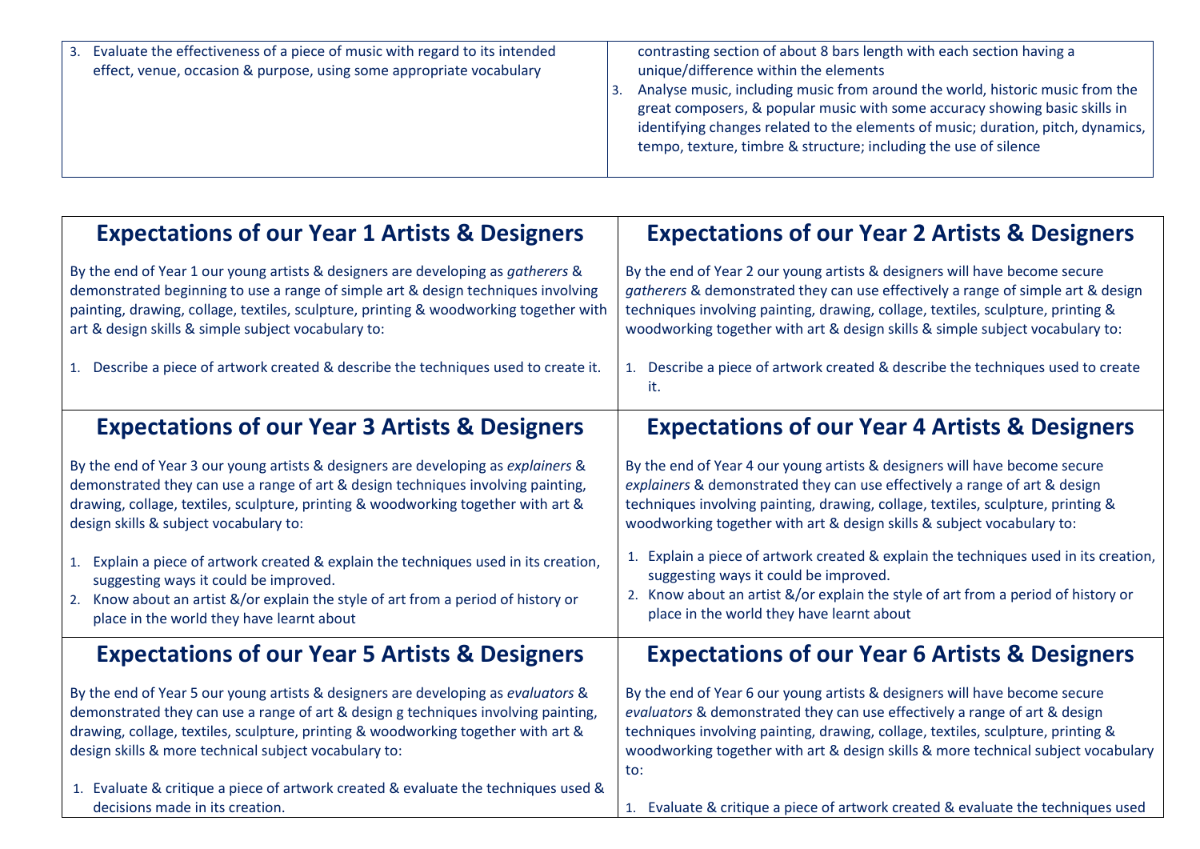| | |
|---|---|
| 3. Evaluate the effectiveness of a piece of music with regard to its intended effect, venue, occasion & purpose, using some appropriate vocabulary | contrasting section of about 8 bars length with each section having a unique/difference within the elements<br>3. Analyse music, including music from around the world, historic music from the great composers, & popular music with some accuracy showing basic skills in identifying changes related to the elements of music; duration, pitch, dynamics, tempo, texture, timbre & structure; including the use of silence |

| **Expectations of our Year 1 Artists & Designers** | **Expectations of our Year 2 Artists & Designers** |
|---|---|
| By the end of Year 1 our young artists & designers are developing as *gatherers* & demonstrated beginning to use a range of simple art & design techniques involving painting, drawing, collage, textiles, sculpture, printing & woodworking together with art & design skills & simple subject vocabulary to:<br><br>1. Describe a piece of artwork created & describe the techniques used to create it. | By the end of Year 2 our young artists & designers will have become secure *gatherers* & demonstrated they can use effectively a range of simple art & design techniques involving painting, drawing, collage, textiles, sculpture, printing & woodworking together with art & design skills & simple subject vocabulary to:<br><br>1. Describe a piece of artwork created & describe the techniques used to create it. |
| **Expectations of our Year 3 Artists & Designers** | **Expectations of our Year 4 Artists & Designers** |
| By the end of Year 3 our young artists & designers are developing as *explainers* & demonstrated they can use a range of art & design techniques involving painting, drawing, collage, textiles, sculpture, printing & woodworking together with art & design skills & subject vocabulary to:<br><br>1. Explain a piece of artwork created & explain the techniques used in its creation, suggesting ways it could be improved.<br>2. Know about an artist &/or explain the style of art from a period of history or place in the world they have learnt about | By the end of Year 4 our young artists & designers will have become secure *explainers* & demonstrated they can use effectively a range of art & design techniques involving painting, drawing, collage, textiles, sculpture, printing & woodworking together with art & design skills & subject vocabulary to:<br><br>1. Explain a piece of artwork created & explain the techniques used in its creation, suggesting ways it could be improved.<br>2. Know about an artist &/or explain the style of art from a period of history or place in the world they have learnt about |
| **Expectations of our Year 5 Artists & Designers** | **Expectations of our Year 6 Artists & Designers** |
| By the end of Year 5 our young artists & designers are developing as *evaluators* & demonstrated they can use a range of art & design g techniques involving painting, drawing, collage, textiles, sculpture, printing & woodworking together with art & design skills & more technical subject vocabulary to:<br><br>1. Evaluate & critique a piece of artwork created & evaluate the techniques used & decisions made in its creation. | By the end of Year 6 our young artists & designers will have become secure *evaluators* & demonstrated they can use effectively a range of art & design techniques involving painting, drawing, collage, textiles, sculpture, printing & woodworking together with art & design skills & more technical subject vocabulary to:<br><br>1. Evaluate & critique a piece of artwork created & evaluate the techniques used |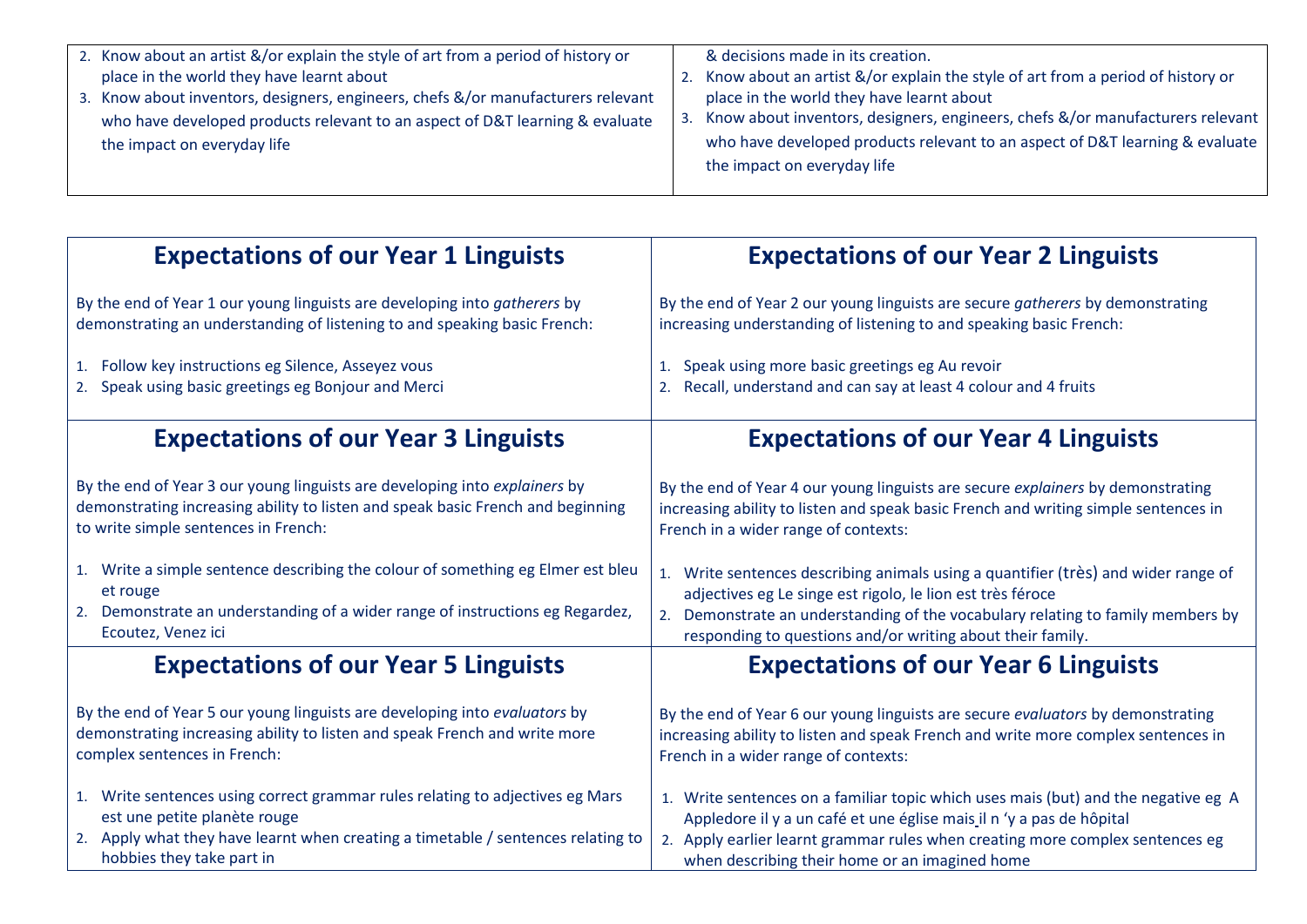| | |
|---|---|
| 2. Know about an artist &/or explain the style of art from a period of history or place in the world they have learnt about<br>3. Know about inventors, designers, engineers, chefs &/or manufacturers relevant who have developed products relevant to an aspect of D&T learning & evaluate the impact on everyday life | & decisions made in its creation.<br>2. Know about an artist &/or explain the style of art from a period of history or place in the world they have learnt about<br>3. Know about inventors, designers, engineers, chefs &/or manufacturers relevant who have developed products relevant to an aspect of D&T learning & evaluate the impact on everyday life |

## Expectations of our Year 1 Linguists

By the end of Year 1 our young linguists are developing into *gatherers* by demonstrating an understanding of listening to and speaking basic French:

1. Follow key instructions eg Silence, Asseyez vous
2. Speak using basic greetings eg Bonjour and Merci

## Expectations of our Year 2 Linguists

By the end of Year 2 our young linguists are secure *gatherers* by demonstrating increasing understanding of listening to and speaking basic French:

1. Speak using more basic greetings eg Au revoir
2. Recall, understand and can say at least 4 colour and 4 fruits

## Expectations of our Year 3 Linguists

By the end of Year 3 our young linguists are developing into *explainers* by demonstrating increasing ability to listen and speak basic French and beginning to write simple sentences in French:

1. Write a simple sentence describing the colour of something eg Elmer est bleu et rouge
2. Demonstrate an understanding of a wider range of instructions eg Regardez, Ecoutez, Venez ici

## Expectations of our Year 4 Linguists

By the end of Year 4 our young linguists are secure *explainers* by demonstrating increasing ability to listen and speak basic French and writing simple sentences in French in a wider range of contexts:

1. Write sentences describing animals using a quantifier (très) and wider range of adjectives eg Le singe est rigolo, le lion est très féroce
2. Demonstrate an understanding of the vocabulary relating to family members by responding to questions and/or writing about their family.

## Expectations of our Year 5 Linguists

By the end of Year 5 our young linguists are developing into *evaluators* by demonstrating increasing ability to listen and speak French and write more complex sentences in French:

1. Write sentences using correct grammar rules relating to adjectives eg Mars est une petite planète rouge
2. Apply what they have learnt when creating a timetable / sentences relating to hobbies they take part in

## Expectations of our Year 6 Linguists

By the end of Year 6 our young linguists are secure *evaluators* by demonstrating increasing ability to listen and speak French and write more complex sentences in French in a wider range of contexts:

1. Write sentences on a familiar topic which uses mais (but) and the negative eg A Appledore il y a un café et une église mais il n 'y a pas de hôpital
2. Apply earlier learnt grammar rules when creating more complex sentences eg when describing their home or an imagined home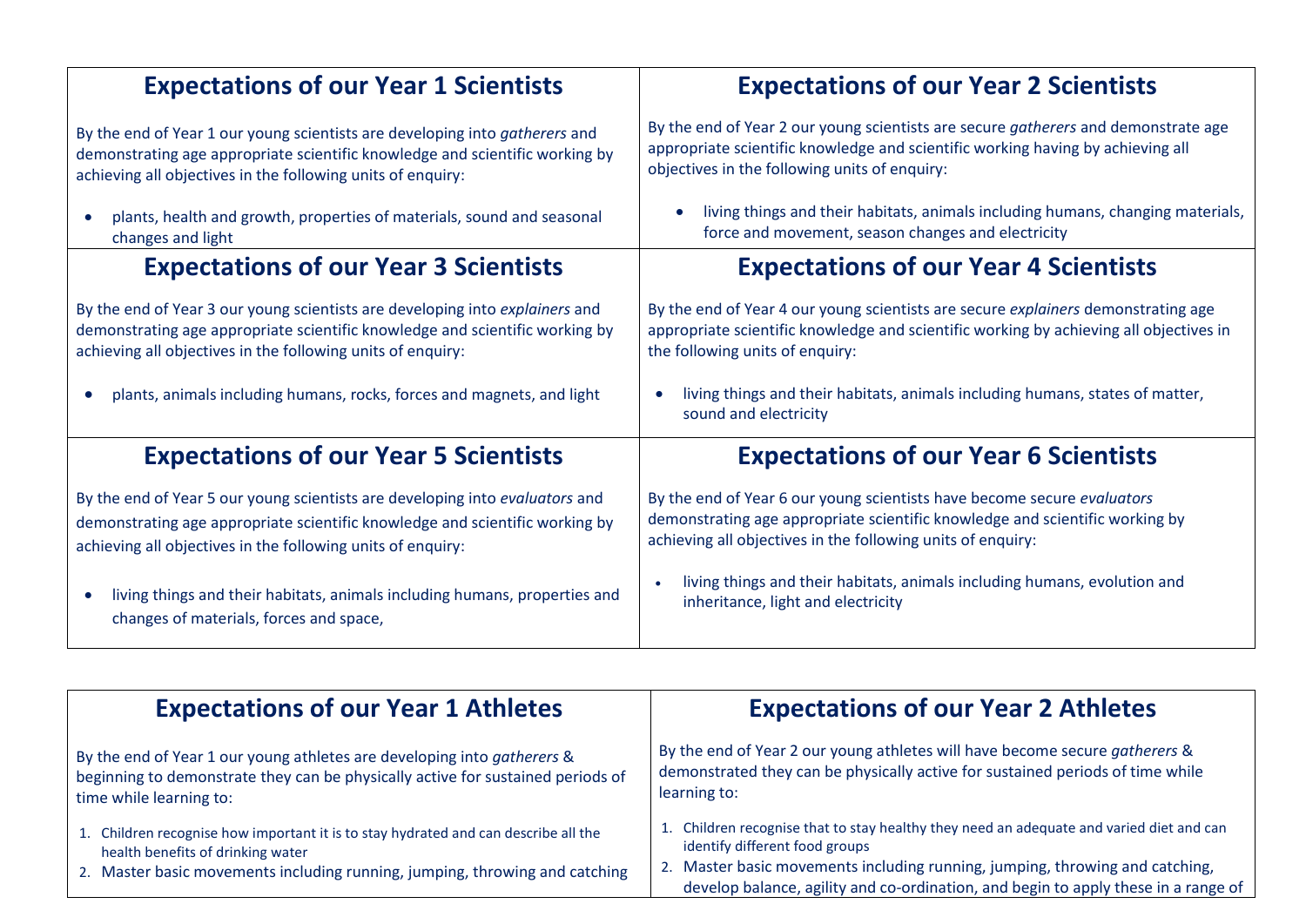## Expectations of our Year 1 Scientists

By the end of Year 1 our young scientists are developing into *gatherers* and demonstrating age appropriate scientific knowledge and scientific working by achieving all objectives in the following units of enquiry:

- plants, health and growth, properties of materials, sound and seasonal changes and light

## Expectations of our Year 2 Scientists

By the end of Year 2 our young scientists are secure *gatherers* and demonstrate age appropriate scientific knowledge and scientific working having by achieving all objectives in the following units of enquiry:

- living things and their habitats, animals including humans, changing materials, force and movement, season changes and electricity

## Expectations of our Year 3 Scientists

By the end of Year 3 our young scientists are developing into *explainers* and demonstrating age appropriate scientific knowledge and scientific working by achieving all objectives in the following units of enquiry:

- plants, animals including humans, rocks, forces and magnets, and light

## Expectations of our Year 4 Scientists

By the end of Year 4 our young scientists are secure *explainers* demonstrating age appropriate scientific knowledge and scientific working by achieving all objectives in the following units of enquiry:

- living things and their habitats, animals including humans, states of matter, sound and electricity

## Expectations of our Year 5 Scientists

By the end of Year 5 our young scientists are developing into *evaluators* and demonstrating age appropriate scientific knowledge and scientific working by achieving all objectives in the following units of enquiry:

- living things and their habitats, animals including humans, properties and changes of materials, forces and space,

## Expectations of our Year 6 Scientists

By the end of Year 6 our young scientists have become secure *evaluators* demonstrating age appropriate scientific knowledge and scientific working by achieving all objectives in the following units of enquiry:

- living things and their habitats, animals including humans, evolution and inheritance, light and electricity

## Expectations of our Year 1 Athletes

By the end of Year 1 our young athletes are developing into *gatherers* & beginning to demonstrate they can be physically active for sustained periods of time while learning to:

1. Children recognise how important it is to stay hydrated and can describe all the health benefits of drinking water
2. Master basic movements including running, jumping, throwing and catching

## Expectations of our Year 2 Athletes

By the end of Year 2 our young athletes will have become secure *gatherers* & demonstrated they can be physically active for sustained periods of time while learning to:

1. Children recognise that to stay healthy they need an adequate and varied diet and can identify different food groups
2. Master basic movements including running, jumping, throwing and catching, develop balance, agility and co-ordination, and begin to apply these in a range of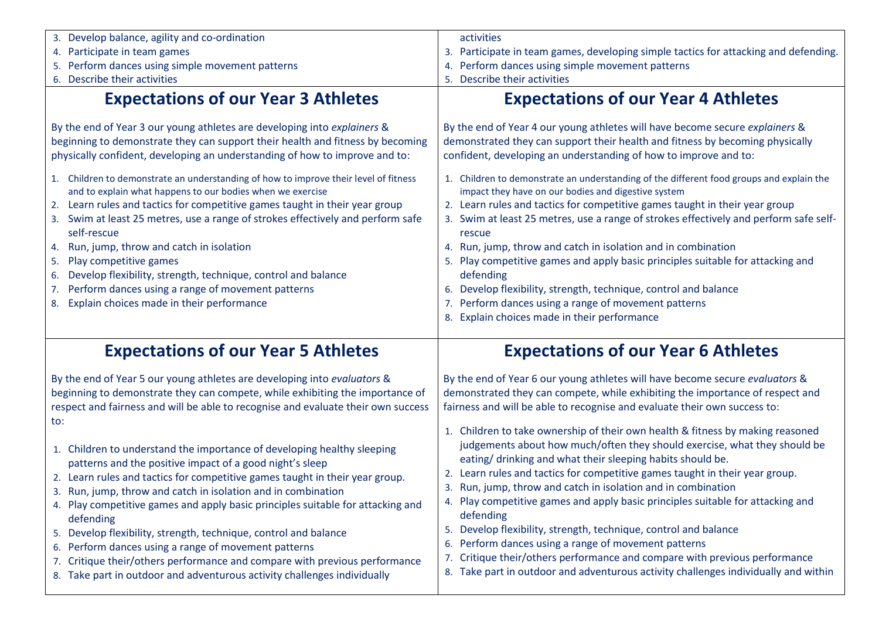3. Develop balance, agility and co-ordination
4. Participate in team games
5. Perform dances using simple movement patterns
6. Describe their activities

activities

3. Participate in team games, developing simple tactics for attacking and defending.
4. Perform dances using simple movement patterns
5. Describe their activities

## Expectations of our Year 3 Athletes

By the end of Year 3 our young athletes are developing into *explainers* & beginning to demonstrate they can support their health and fitness by becoming physically confident, developing an understanding of how to improve and to:

1. Children to demonstrate an understanding of how to improve their level of fitness and to explain what happens to our bodies when we exercise
2. Learn rules and tactics for competitive games taught in their year group
3. Swim at least 25 metres, use a range of strokes effectively and perform safe self-rescue
4. Run, jump, throw and catch in isolation
5. Play competitive games
6. Develop flexibility, strength, technique, control and balance
7. Perform dances using a range of movement patterns
8. Explain choices made in their performance

## Expectations of our Year 4 Athletes

By the end of Year 4 our young athletes will have become secure *explainers* & demonstrated they can support their health and fitness by becoming physically confident, developing an understanding of how to improve and to:

1. Children to demonstrate an understanding of the different food groups and explain the impact they have on our bodies and digestive system
2. Learn rules and tactics for competitive games taught in their year group
3. Swim at least 25 metres, use a range of strokes effectively and perform safe self-rescue
4. Run, jump, throw and catch in isolation and in combination
5. Play competitive games and apply basic principles suitable for attacking and defending
6. Develop flexibility, strength, technique, control and balance
7. Perform dances using a range of movement patterns
8. Explain choices made in their performance

## Expectations of our Year 5 Athletes

By the end of Year 5 our young athletes are developing into *evaluators* & beginning to demonstrate they can compete, while exhibiting the importance of respect and fairness and will be able to recognise and evaluate their own success to:

1. Children to understand the importance of developing healthy sleeping patterns and the positive impact of a good night's sleep
2. Learn rules and tactics for competitive games taught in their year group.
3. Run, jump, throw and catch in isolation and in combination
4. Play competitive games and apply basic principles suitable for attacking and defending
5. Develop flexibility, strength, technique, control and balance
6. Perform dances using a range of movement patterns
7. Critique their/others performance and compare with previous performance
8. Take part in outdoor and adventurous activity challenges individually

## Expectations of our Year 6 Athletes

By the end of Year 6 our young athletes will have become secure *evaluators* & demonstrated they can compete, while exhibiting the importance of respect and fairness and will be able to recognise and evaluate their own success to:

1. Children to take ownership of their own health & fitness by making reasoned judgements about how much/often they should exercise, what they should be eating/ drinking and what their sleeping habits should be.
2. Learn rules and tactics for competitive games taught in their year group.
3. Run, jump, throw and catch in isolation and in combination
4. Play competitive games and apply basic principles suitable for attacking and defending
5. Develop flexibility, strength, technique, control and balance
6. Perform dances using a range of movement patterns
7. Critique their/others performance and compare with previous performance
8. Take part in outdoor and adventurous activity challenges individually and within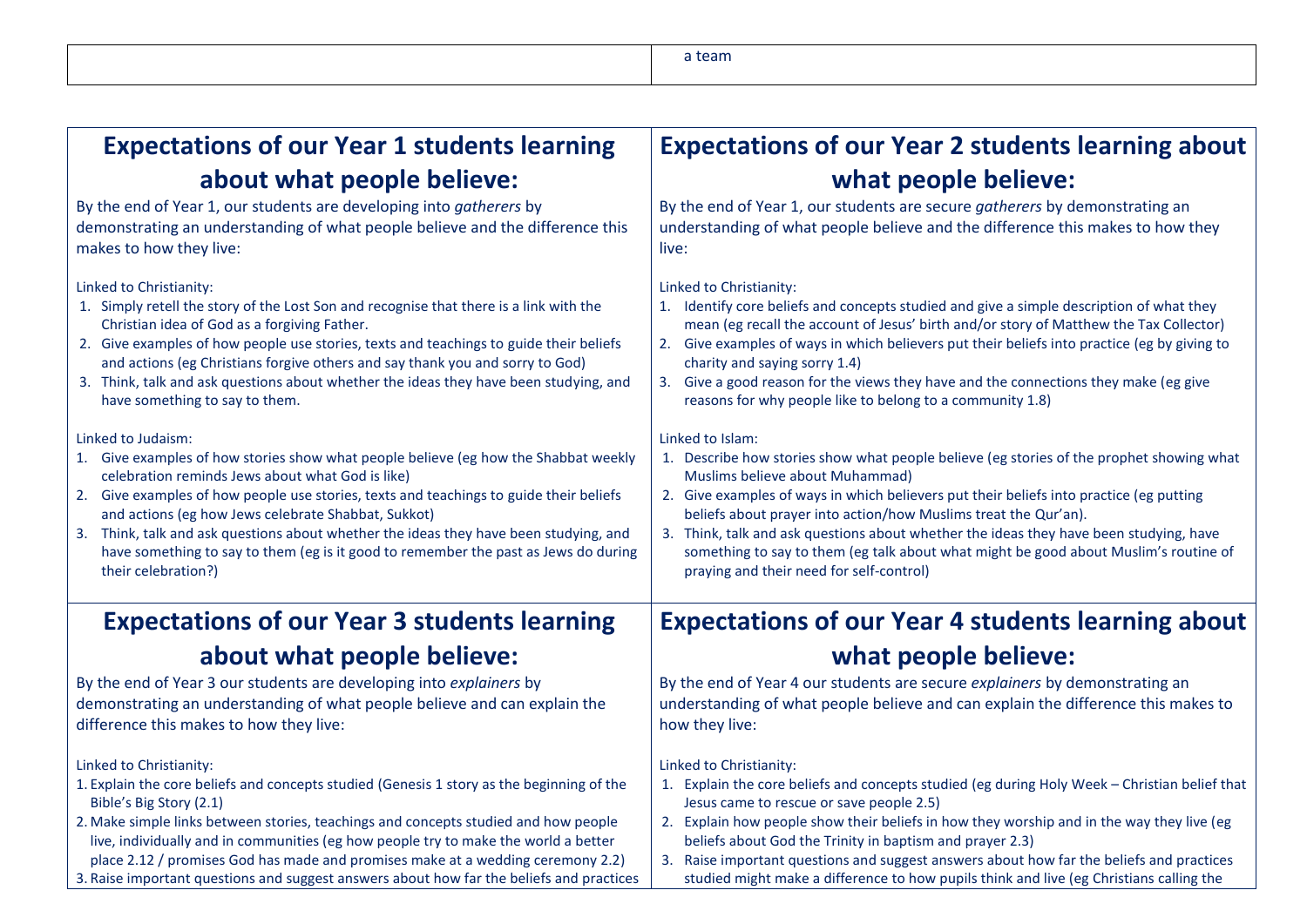a team

## Expectations of our Year 1 students learning about what people believe:

By the end of Year 1, our students are developing into *gatherers* by demonstrating an understanding of what people believe and the difference this makes to how they live:

Linked to Christianity:

1. Simply retell the story of the Lost Son and recognise that there is a link with the Christian idea of God as a forgiving Father.
2. Give examples of how people use stories, texts and teachings to guide their beliefs and actions (eg Christians forgive others and say thank you and sorry to God)
3. Think, talk and ask questions about whether the ideas they have been studying, and have something to say to them.

Linked to Judaism:

1. Give examples of how stories show what people believe (eg how the Shabbat weekly celebration reminds Jews about what God is like)
2. Give examples of how people use stories, texts and teachings to guide their beliefs and actions (eg how Jews celebrate Shabbat, Sukkot)
3. Think, talk and ask questions about whether the ideas they have been studying, and have something to say to them (eg is it good to remember the past as Jews do during their celebration?)

## Expectations of our Year 2 students learning about what people believe:

By the end of Year 1, our students are secure *gatherers* by demonstrating an understanding of what people believe and the difference this makes to how they live:

Linked to Christianity:

1. Identify core beliefs and concepts studied and give a simple description of what they mean (eg recall the account of Jesus' birth and/or story of Matthew the Tax Collector)
2. Give examples of ways in which believers put their beliefs into practice (eg by giving to charity and saying sorry 1.4)
3. Give a good reason for the views they have and the connections they make (eg give reasons for why people like to belong to a community 1.8)

Linked to Islam:

1. Describe how stories show what people believe (eg stories of the prophet showing what Muslims believe about Muhammad)
2. Give examples of ways in which believers put their beliefs into practice (eg putting beliefs about prayer into action/how Muslims treat the Qur'an).
3. Think, talk and ask questions about whether the ideas they have been studying, have something to say to them (eg talk about what might be good about Muslim's routine of praying and their need for self-control)

## Expectations of our Year 3 students learning about what people believe:

By the end of Year 3 our students are developing into *explainers* by demonstrating an understanding of what people believe and can explain the difference this makes to how they live:

Linked to Christianity:

1. Explain the core beliefs and concepts studied (Genesis 1 story as the beginning of the Bible's Big Story (2.1)
2. Make simple links between stories, teachings and concepts studied and how people live, individually and in communities (eg how people try to make the world a better place 2.12 / promises God has made and promises make at a wedding ceremony 2.2)
3. Raise important questions and suggest answers about how far the beliefs and practices

## Expectations of our Year 4 students learning about what people believe:

By the end of Year 4 our students are secure *explainers* by demonstrating an understanding of what people believe and can explain the difference this makes to how they live:

Linked to Christianity:

1. Explain the core beliefs and concepts studied (eg during Holy Week – Christian belief that Jesus came to rescue or save people 2.5)
2. Explain how people show their beliefs in how they worship and in the way they live (eg beliefs about God the Trinity in baptism and prayer 2.3)
3. Raise important questions and suggest answers about how far the beliefs and practices studied might make a difference to how pupils think and live (eg Christians calling the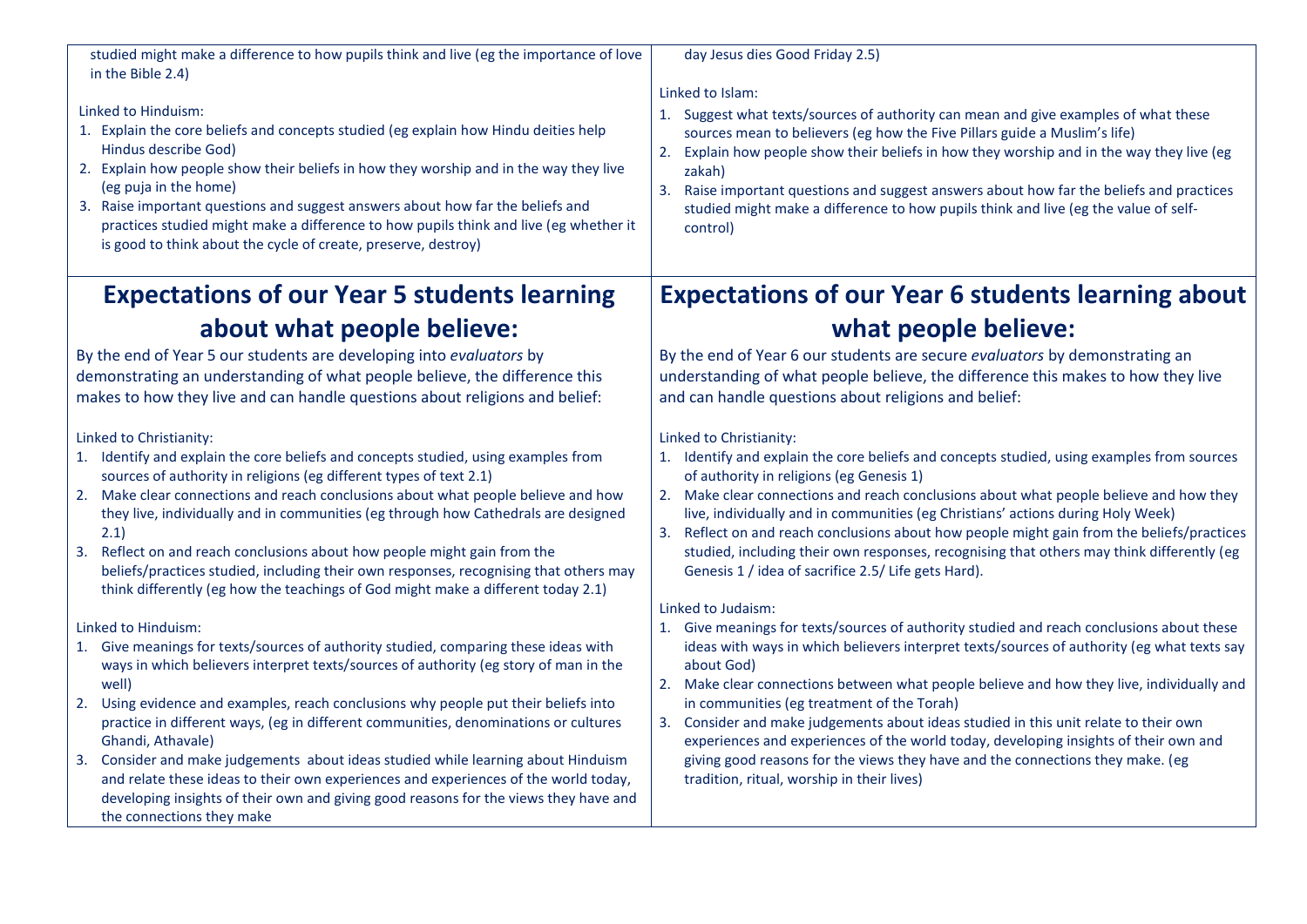studied might make a difference to how pupils think and live (eg the importance of love in the Bible 2.4)

Linked to Hinduism:

1. Explain the core beliefs and concepts studied (eg explain how Hindu deities help Hindus describe God)
2. Explain how people show their beliefs in how they worship and in the way they live (eg puja in the home)
3. Raise important questions and suggest answers about how far the beliefs and practices studied might make a difference to how pupils think and live (eg whether it is good to think about the cycle of create, preserve, destroy)

day Jesus dies Good Friday 2.5)

Linked to Islam:

1. Suggest what texts/sources of authority can mean and give examples of what these sources mean to believers (eg how the Five Pillars guide a Muslim's life)
2. Explain how people show their beliefs in how they worship and in the way they live (eg zakah)
3. Raise important questions and suggest answers about how far the beliefs and practices studied might make a difference to how pupils think and live (eg the value of self-control)

## Expectations of our Year 5 students learning about what people believe:

By the end of Year 5 our students are developing into *evaluators* by demonstrating an understanding of what people believe, the difference this makes to how they live and can handle questions about religions and belief:

Linked to Christianity:

1. Identify and explain the core beliefs and concepts studied, using examples from sources of authority in religions (eg different types of text 2.1)
2. Make clear connections and reach conclusions about what people believe and how they live, individually and in communities (eg through how Cathedrals are designed 2.1)
3. Reflect on and reach conclusions about how people might gain from the beliefs/practices studied, including their own responses, recognising that others may think differently (eg how the teachings of God might make a different today 2.1)

Linked to Hinduism:

1. Give meanings for texts/sources of authority studied, comparing these ideas with ways in which believers interpret texts/sources of authority (eg story of man in the well)
2. Using evidence and examples, reach conclusions why people put their beliefs into practice in different ways, (eg in different communities, denominations or cultures Ghandi, Athavale)
3. Consider and make judgements about ideas studied while learning about Hinduism and relate these ideas to their own experiences and experiences of the world today, developing insights of their own and giving good reasons for the views they have and the connections they make

## Expectations of our Year 6 students learning about what people believe:

By the end of Year 6 our students are secure *evaluators* by demonstrating an understanding of what people believe, the difference this makes to how they live and can handle questions about religions and belief:

Linked to Christianity:

1. Identify and explain the core beliefs and concepts studied, using examples from sources of authority in religions (eg Genesis 1)
2. Make clear connections and reach conclusions about what people believe and how they live, individually and in communities (eg Christians' actions during Holy Week)
3. Reflect on and reach conclusions about how people might gain from the beliefs/practices studied, including their own responses, recognising that others may think differently (eg Genesis 1 / idea of sacrifice 2.5/ Life gets Hard).

Linked to Judaism:

1. Give meanings for texts/sources of authority studied and reach conclusions about these ideas with ways in which believers interpret texts/sources of authority (eg what texts say about God)
2. Make clear connections between what people believe and how they live, individually and in communities (eg treatment of the Torah)
3. Consider and make judgements about ideas studied in this unit relate to their own experiences and experiences of the world today, developing insights of their own and giving good reasons for the views they have and the connections they make. (eg tradition, ritual, worship in their lives)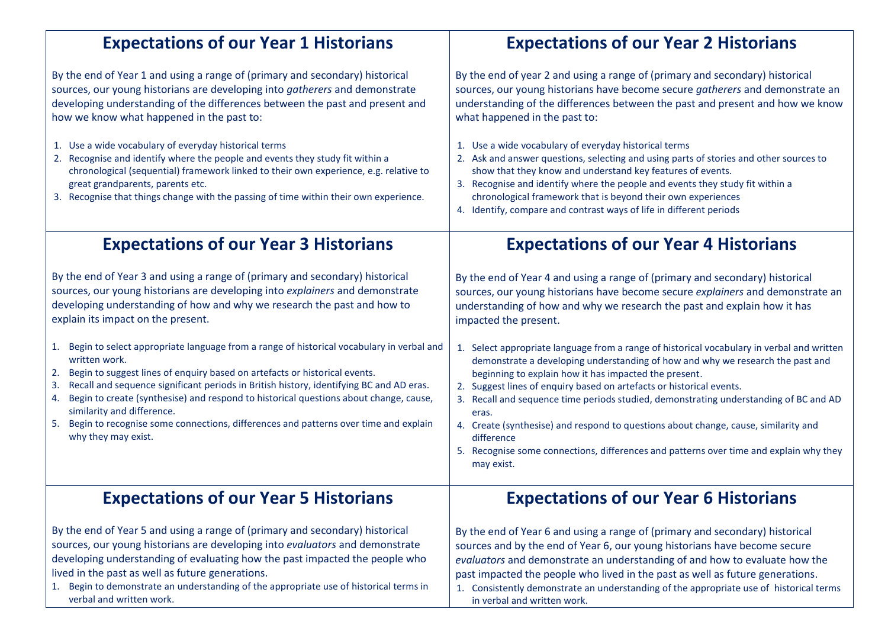## Expectations of our Year 1 Historians

By the end of Year 1 and using a range of (primary and secondary) historical sources, our young historians are developing into *gatherers* and demonstrate developing understanding of the differences between the past and present and how we know what happened in the past to:

1. Use a wide vocabulary of everyday historical terms
2. Recognise and identify where the people and events they study fit within a chronological (sequential) framework linked to their own experience, e.g. relative to great grandparents, parents etc.
3. Recognise that things change with the passing of time within their own experience.

## Expectations of our Year 2 Historians

By the end of year 2 and using a range of (primary and secondary) historical sources, our young historians have become secure *gatherers* and demonstrate an understanding of the differences between the past and present and how we know what happened in the past to:

1. Use a wide vocabulary of everyday historical terms
2. Ask and answer questions, selecting and using parts of stories and other sources to show that they know and understand key features of events.
3. Recognise and identify where the people and events they study fit within a chronological framework that is beyond their own experiences
4. Identify, compare and contrast ways of life in different periods

## Expectations of our Year 3 Historians

By the end of Year 3 and using a range of (primary and secondary) historical sources, our young historians are developing into *explainers* and demonstrate developing understanding of how and why we research the past and how to explain its impact on the present.

1. Begin to select appropriate language from a range of historical vocabulary in verbal and written work.
2. Begin to suggest lines of enquiry based on artefacts or historical events.
3. Recall and sequence significant periods in British history, identifying BC and AD eras.
4. Begin to create (synthesise) and respond to historical questions about change, cause, similarity and difference.
5. Begin to recognise some connections, differences and patterns over time and explain why they may exist.

## Expectations of our Year 4 Historians

By the end of Year 4 and using a range of (primary and secondary) historical sources, our young historians have become secure *explainers* and demonstrate an understanding of how and why we research the past and explain how it has impacted the present.

1. Select appropriate language from a range of historical vocabulary in verbal and written demonstrate a developing understanding of how and why we research the past and beginning to explain how it has impacted the present.
2. Suggest lines of enquiry based on artefacts or historical events.
3. Recall and sequence time periods studied, demonstrating understanding of BC and AD eras.
4. Create (synthesise) and respond to questions about change, cause, similarity and difference
5. Recognise some connections, differences and patterns over time and explain why they may exist.

## Expectations of our Year 5 Historians

By the end of Year 5 and using a range of (primary and secondary) historical sources, our young historians are developing into *evaluators* and demonstrate developing understanding of evaluating how the past impacted the people who lived in the past as well as future generations.

1. Begin to demonstrate an understanding of the appropriate use of historical terms in verbal and written work.

## Expectations of our Year 6 Historians

By the end of Year 6 and using a range of (primary and secondary) historical sources and by the end of Year 6, our young historians have become secure *evaluators* and demonstrate an understanding of and how to evaluate how the past impacted the people who lived in the past as well as future generations.

1. Consistently demonstrate an understanding of the appropriate use of historical terms in verbal and written work.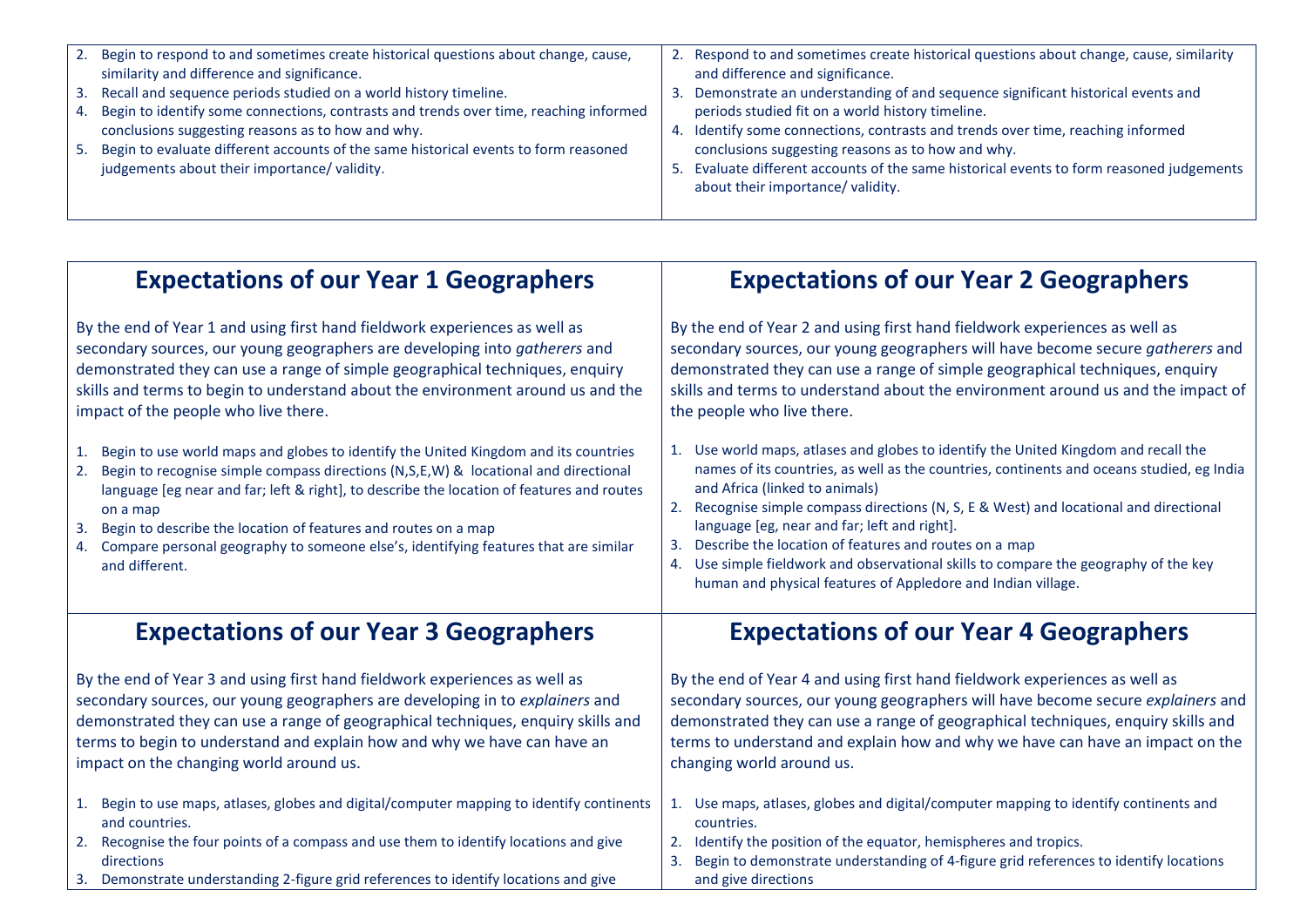2. Begin to respond to and sometimes create historical questions about change, cause, similarity and difference and significance.
3. Recall and sequence periods studied on a world history timeline.
4. Begin to identify some connections, contrasts and trends over time, reaching informed conclusions suggesting reasons as to how and why.
5. Begin to evaluate different accounts of the same historical events to form reasoned judgements about their importance/ validity.

2. Respond to and sometimes create historical questions about change, cause, similarity and difference and significance.
3. Demonstrate an understanding of and sequence significant historical events and periods studied fit on a world history timeline.
4. Identify some connections, contrasts and trends over time, reaching informed conclusions suggesting reasons as to how and why.
5. Evaluate different accounts of the same historical events to form reasoned judgements about their importance/ validity.

## Expectations of our Year 1 Geographers

By the end of Year 1 and using first hand fieldwork experiences as well as secondary sources, our young geographers are developing into *gatherers* and demonstrated they can use a range of simple geographical techniques, enquiry skills and terms to begin to understand about the environment around us and the impact of the people who live there.

1. Begin to use world maps and globes to identify the United Kingdom and its countries
2. Begin to recognise simple compass directions (N,S,E,W) & locational and directional language [eg near and far; left & right], to describe the location of features and routes on a map
3. Begin to describe the location of features and routes on a map
4. Compare personal geography to someone else's, identifying features that are similar and different.

## Expectations of our Year 2 Geographers

By the end of Year 2 and using first hand fieldwork experiences as well as secondary sources, our young geographers will have become secure *gatherers* and demonstrated they can use a range of simple geographical techniques, enquiry skills and terms to understand about the environment around us and the impact of the people who live there.

1. Use world maps, atlases and globes to identify the United Kingdom and recall the names of its countries, as well as the countries, continents and oceans studied, eg India and Africa (linked to animals)
2. Recognise simple compass directions (N, S, E & West) and locational and directional language [eg, near and far; left and right].
3. Describe the location of features and routes on a map
4. Use simple fieldwork and observational skills to compare the geography of the key human and physical features of Appledore and Indian village.

## Expectations of our Year 3 Geographers

By the end of Year 3 and using first hand fieldwork experiences as well as secondary sources, our young geographers are developing in to *explainers* and demonstrated they can use a range of geographical techniques, enquiry skills and terms to begin to understand and explain how and why we have can have an impact on the changing world around us.

1. Begin to use maps, atlases, globes and digital/computer mapping to identify continents and countries.
2. Recognise the four points of a compass and use them to identify locations and give directions
3. Demonstrate understanding 2-figure grid references to identify locations and give

## Expectations of our Year 4 Geographers

By the end of Year 4 and using first hand fieldwork experiences as well as secondary sources, our young geographers will have become secure *explainers* and demonstrated they can use a range of geographical techniques, enquiry skills and terms to understand and explain how and why we have can have an impact on the changing world around us.

1. Use maps, atlases, globes and digital/computer mapping to identify continents and countries.
2. Identify the position of the equator, hemispheres and tropics.
3. Begin to demonstrate understanding of 4-figure grid references to identify locations and give directions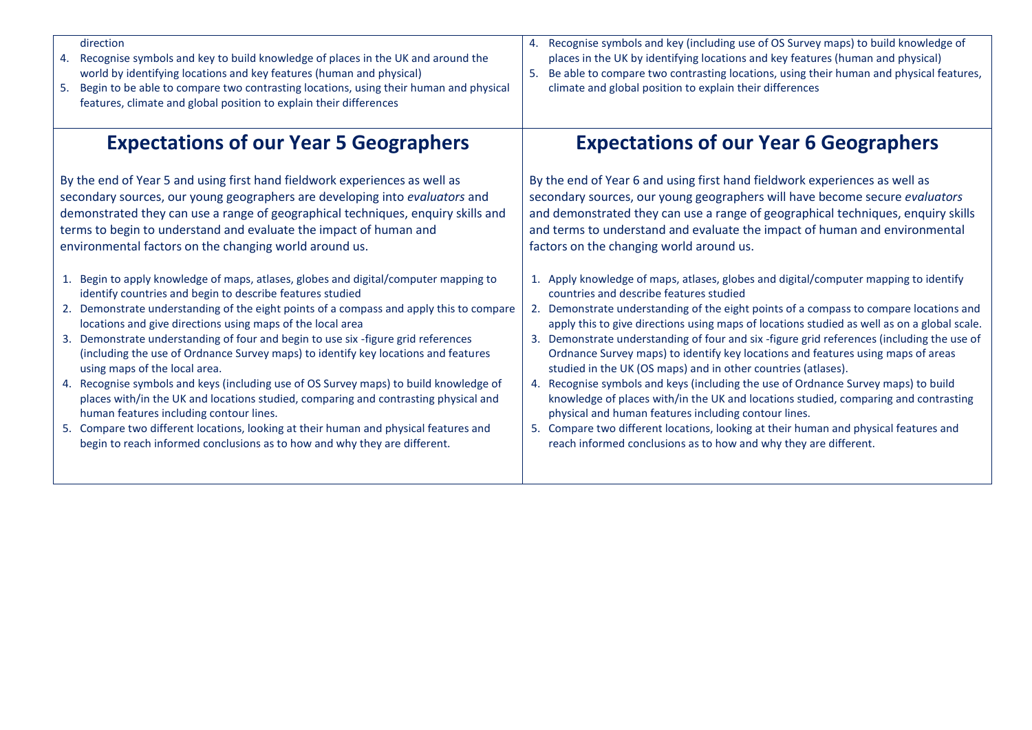direction

4. Recognise symbols and key to build knowledge of places in the UK and around the world by identifying locations and key features (human and physical)
5. Begin to be able to compare two contrasting locations, using their human and physical features, climate and global position to explain their differences

4. Recognise symbols and key (including use of OS Survey maps) to build knowledge of places in the UK by identifying locations and key features (human and physical)
5. Be able to compare two contrasting locations, using their human and physical features, climate and global position to explain their differences

## Expectations of our Year 5 Geographers

By the end of Year 5 and using first hand fieldwork experiences as well as secondary sources, our young geographers are developing into *evaluators* and demonstrated they can use a range of geographical techniques, enquiry skills and terms to begin to understand and evaluate the impact of human and environmental factors on the changing world around us.

1. Begin to apply knowledge of maps, atlases, globes and digital/computer mapping to identify countries and begin to describe features studied
2. Demonstrate understanding of the eight points of a compass and apply this to compare locations and give directions using maps of the local area
3. Demonstrate understanding of four and begin to use six -figure grid references (including the use of Ordnance Survey maps) to identify key locations and features using maps of the local area.
4. Recognise symbols and keys (including use of OS Survey maps) to build knowledge of places with/in the UK and locations studied, comparing and contrasting physical and human features including contour lines.
5. Compare two different locations, looking at their human and physical features and begin to reach informed conclusions as to how and why they are different.

## Expectations of our Year 6 Geographers

By the end of Year 6 and using first hand fieldwork experiences as well as secondary sources, our young geographers will have become secure *evaluators* and demonstrated they can use a range of geographical techniques, enquiry skills and terms to understand and evaluate the impact of human and environmental factors on the changing world around us.

1. Apply knowledge of maps, atlases, globes and digital/computer mapping to identify countries and describe features studied
2. Demonstrate understanding of the eight points of a compass to compare locations and apply this to give directions using maps of locations studied as well as on a global scale.
3. Demonstrate understanding of four and six -figure grid references (including the use of Ordnance Survey maps) to identify key locations and features using maps of areas studied in the UK (OS maps) and in other countries (atlases).
4. Recognise symbols and keys (including the use of Ordnance Survey maps) to build knowledge of places with/in the UK and locations studied, comparing and contrasting physical and human features including contour lines.
5. Compare two different locations, looking at their human and physical features and reach informed conclusions as to how and why they are different.